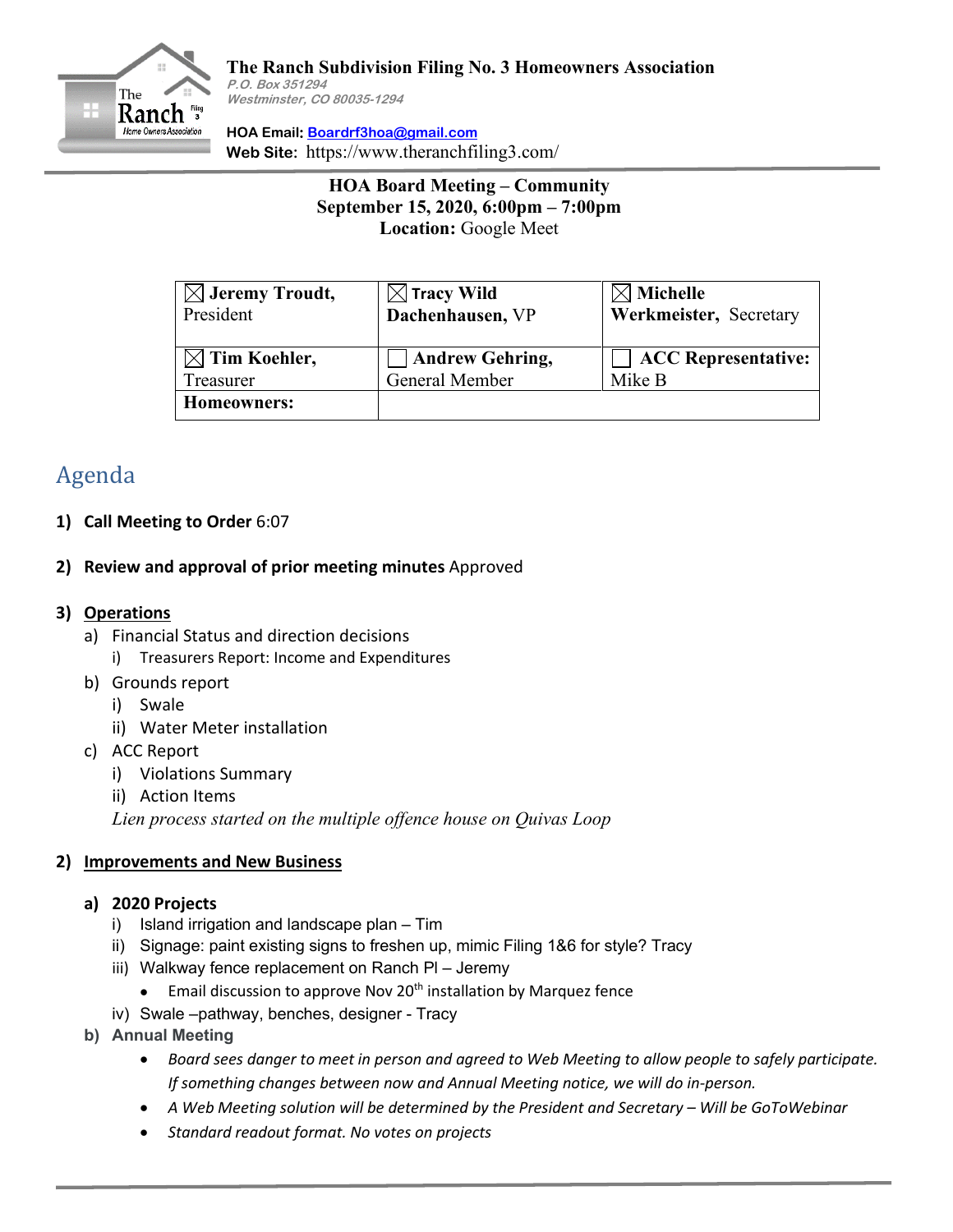**The Ranch Subdivision Filing No. 3 Homeowners Association**
*P.O. Box 351294*
*Westminster, CO 80035-1294*

**HOA Email:** Boardrf3hoa@gmail.com
**Web Site:** https://www.theranchfiling3.com/

**HOA Board Meeting – Community**
**September 15, 2020, 6:00pm – 7:00pm**
**Location:** Google Meet

| ☒ **Jeremy Troudt,** President | ☒ **Tracy Wild Dachenhausen,** VP | ☒ **Michelle Werkmeister,** Secretary |
|---|---|---|
| ☒ **Tim Koehler,** Treasurer | ☐ **Andrew Gehring,** General Member | ☐ **ACC Representative:** Mike B |
| **Homeowners:** | | |

# Agenda

1) **Call Meeting to Order** 6:07

2) **Review and approval of prior meeting minutes** Approved

3) **<u>Operations</u>**
   a) Financial Status and direction decisions
      i) Treasurers Report: Income and Expenditures
   b) Grounds report
      i) Swale
      ii) Water Meter installation
   c) ACC Report
      i) Violations Summary
      ii) Action Items

   *Lien process started on the multiple offence house on Quivas Loop*

2) **<u>Improvements and New Business</u>**

   **a) 2020 Projects**
      i) Island irrigation and landscape plan – Tim
      ii) Signage: paint existing signs to freshen up, mimic Filing 1&6 for style? Tracy
      iii) Walkway fence replacement on Ranch Pl – Jeremy
         - Email discussion to approve Nov 20th installation by Marquez fence
      iv) Swale –pathway, benches, designer - Tracy

   **b) Annual Meeting**
      - *Board sees danger to meet in person and agreed to Web Meeting to allow people to safely participate. If something changes between now and Annual Meeting notice, we will do in-person.*
      - *A Web Meeting solution will be determined by the President and Secretary – Will be GoToWebinar*
      - *Standard readout format. No votes on projects*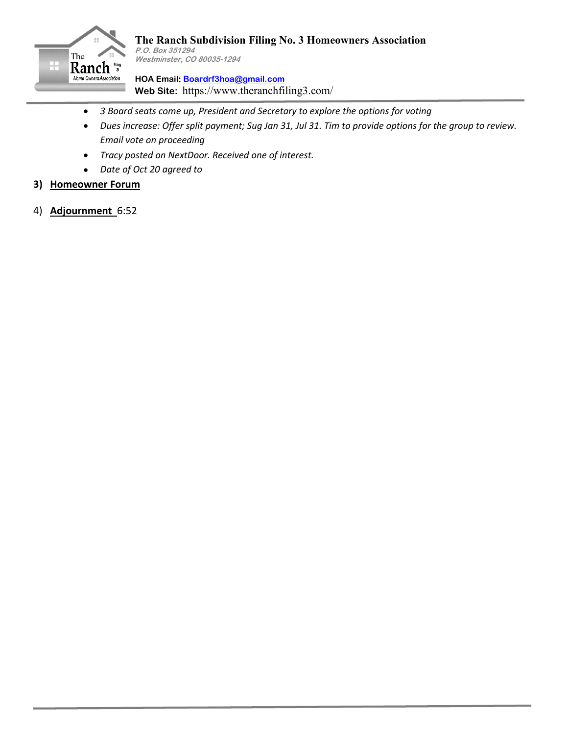- *3 Board seats come up, President and Secretary to explore the options for voting*
- *Dues increase: Offer split payment; Sug Jan 31, Jul 31. Tim to provide options for the group to review. Email vote on proceeding*
- *Tracy posted on NextDoor. Received one of interest.*
- *Date of Oct 20 agreed to*

3) **Homeowner Forum**

4) **Adjournment** 6:52